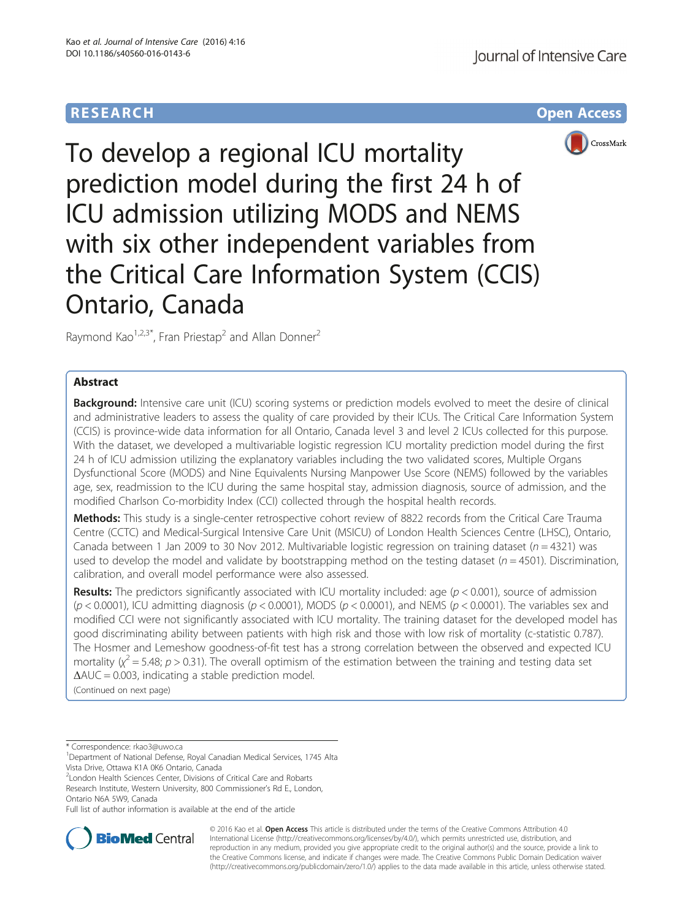RESEARCH Open Access

# To develop a regional ICU mortality prediction model during the first 24 h of ICU admission utilizing MODS and NEMS with six other independent variables from the Critical Care Information System (CCIS) Ontario, Canada

Raymond Kao[1,2,3*], Fran Priestap[2] and Allan Donner[2]

## Abstract

**Background:** Intensive care unit (ICU) scoring systems or prediction models evolved to meet the desire of clinical and administrative leaders to assess the quality of care provided by their ICUs. The Critical Care Information System (CCIS) is province-wide data information for all Ontario, Canada level 3 and level 2 ICUs collected for this purpose. With the dataset, we developed a multivariable logistic regression ICU mortality prediction model during the first 24 h of ICU admission utilizing the explanatory variables including the two validated scores, Multiple Organs Dysfunctional Score (MODS) and Nine Equivalents Nursing Manpower Use Score (NEMS) followed by the variables age, sex, readmission to the ICU during the same hospital stay, admission diagnosis, source of admission, and the modified Charlson Co-morbidity Index (CCI) collected through the hospital health records.

**Methods:** This study is a single-center retrospective cohort review of 8822 records from the Critical Care Trauma Centre (CCTC) and Medical-Surgical Intensive Care Unit (MSICU) of London Health Sciences Centre (LHSC), Ontario, Canada between 1 Jan 2009 to 30 Nov 2012. Multivariable logistic regression on training dataset ($n = 4321$) was used to develop the model and validate by bootstrapping method on the testing dataset ($n = 4501$). Discrimination, calibration, and overall model performance were also assessed.

**Results:** The predictors significantly associated with ICU mortality included: age ($p < 0.001$), source of admission ($p < 0.0001$), ICU admitting diagnosis ($p < 0.0001$), MODS ($p < 0.0001$), and NEMS ($p < 0.0001$). The variables sex and modified CCI were not significantly associated with ICU mortality. The training dataset for the developed model has good discriminating ability between patients with high risk and those with low risk of mortality (c-statistic 0.787). The Hosmer and Lemeshow goodness-of-fit test has a strong correlation between the observed and expected ICU mortality ($\chi^2 = 5.48$; $p > 0.31$). The overall optimism of the estimation between the training and testing data set $\Delta AUC = 0.003$, indicating a stable prediction model.

(Continued on next page)

\* Correspondence: rkao3@uwo.ca

[1]Department of National Defense, Royal Canadian Medical Services, 1745 Alta Vista Drive, Ottawa K1A 0K6 Ontario, Canada

[2]London Health Sciences Center, Divisions of Critical Care and Robarts Research Institute, Western University, 800 Commissioner's Rd E., London, Ontario N6A 5W9, Canada

Full list of author information is available at the end of the article

© 2016 Kao et al. **Open Access** This article is distributed under the terms of the Creative Commons Attribution 4.0 International License (http://creativecommons.org/licenses/by/4.0/), which permits unrestricted use, distribution, and reproduction in any medium, provided you give appropriate credit to the original author(s) and the source, provide a link to the Creative Commons license, and indicate if changes were made. The Creative Commons Public Domain Dedication waiver (http://creativecommons.org/publicdomain/zero/1.0/) applies to the data made available in this article, unless otherwise stated.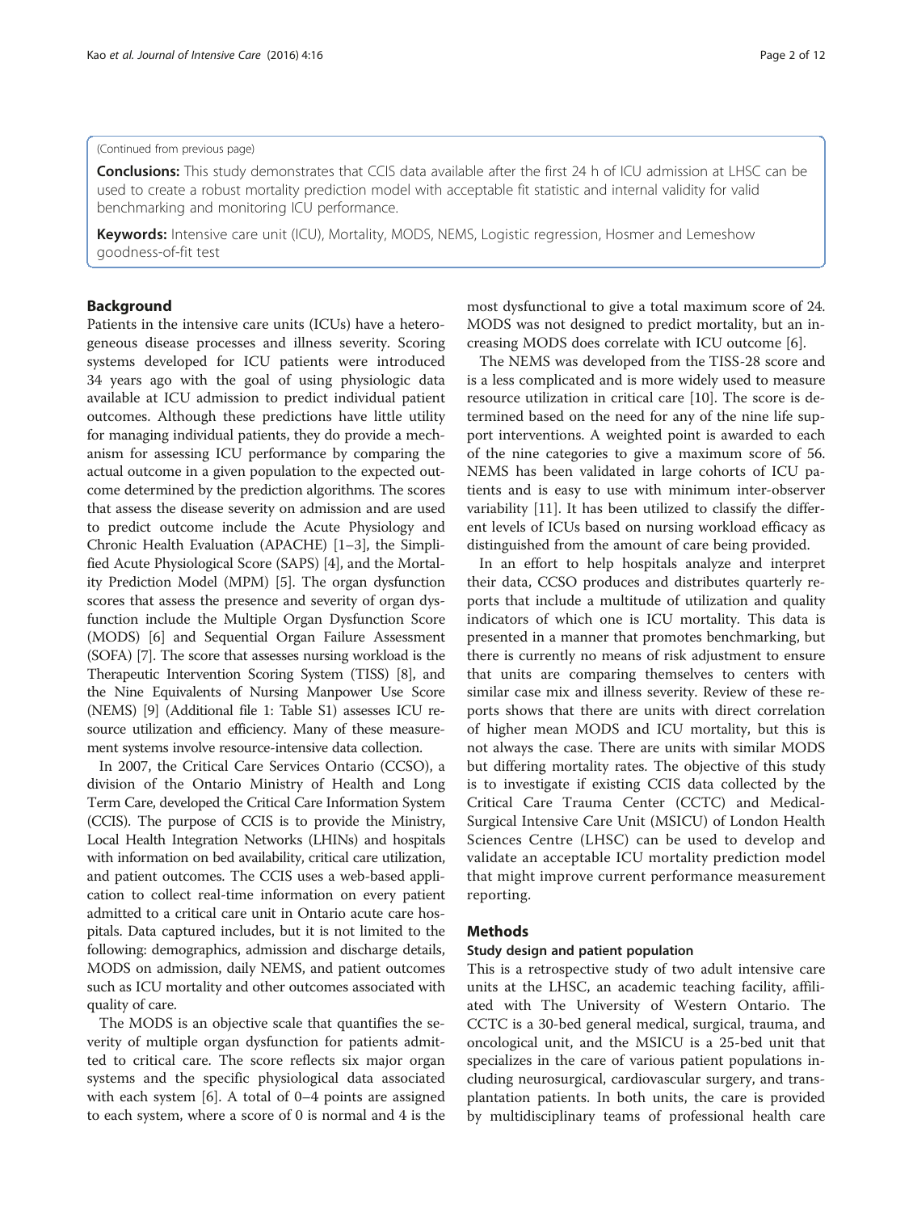(Continued from previous page)

**Conclusions:** This study demonstrates that CCIS data available after the first 24 h of ICU admission at LHSC can be used to create a robust mortality prediction model with acceptable fit statistic and internal validity for valid benchmarking and monitoring ICU performance.

**Keywords:** Intensive care unit (ICU), Mortality, MODS, NEMS, Logistic regression, Hosmer and Lemeshow goodness-of-fit test

## Background

Patients in the intensive care units (ICUs) have a heterogeneous disease processes and illness severity. Scoring systems developed for ICU patients were introduced 34 years ago with the goal of using physiologic data available at ICU admission to predict individual patient outcomes. Although these predictions have little utility for managing individual patients, they do provide a mechanism for assessing ICU performance by comparing the actual outcome in a given population to the expected outcome determined by the prediction algorithms. The scores that assess the disease severity on admission and are used to predict outcome include the Acute Physiology and Chronic Health Evaluation (APACHE) [1–3], the Simplified Acute Physiological Score (SAPS) [4], and the Mortality Prediction Model (MPM) [5]. The organ dysfunction scores that assess the presence and severity of organ dysfunction include the Multiple Organ Dysfunction Score (MODS) [6] and Sequential Organ Failure Assessment (SOFA) [7]. The score that assesses nursing workload is the Therapeutic Intervention Scoring System (TISS) [8], and the Nine Equivalents of Nursing Manpower Use Score (NEMS) [9] (Additional file 1: Table S1) assesses ICU resource utilization and efficiency. Many of these measurement systems involve resource-intensive data collection.

In 2007, the Critical Care Services Ontario (CCSO), a division of the Ontario Ministry of Health and Long Term Care, developed the Critical Care Information System (CCIS). The purpose of CCIS is to provide the Ministry, Local Health Integration Networks (LHINs) and hospitals with information on bed availability, critical care utilization, and patient outcomes. The CCIS uses a web-based application to collect real-time information on every patient admitted to a critical care unit in Ontario acute care hospitals. Data captured includes, but it is not limited to the following: demographics, admission and discharge details, MODS on admission, daily NEMS, and patient outcomes such as ICU mortality and other outcomes associated with quality of care.

The MODS is an objective scale that quantifies the severity of multiple organ dysfunction for patients admitted to critical care. The score reflects six major organ systems and the specific physiological data associated with each system [6]. A total of 0–4 points are assigned to each system, where a score of 0 is normal and 4 is the most dysfunctional to give a total maximum score of 24. MODS was not designed to predict mortality, but an increasing MODS does correlate with ICU outcome [6].

The NEMS was developed from the TISS-28 score and is a less complicated and is more widely used to measure resource utilization in critical care [10]. The score is determined based on the need for any of the nine life support interventions. A weighted point is awarded to each of the nine categories to give a maximum score of 56. NEMS has been validated in large cohorts of ICU patients and is easy to use with minimum inter-observer variability [11]. It has been utilized to classify the different levels of ICUs based on nursing workload efficacy as distinguished from the amount of care being provided.

In an effort to help hospitals analyze and interpret their data, CCSO produces and distributes quarterly reports that include a multitude of utilization and quality indicators of which one is ICU mortality. This data is presented in a manner that promotes benchmarking, but there is currently no means of risk adjustment to ensure that units are comparing themselves to centers with similar case mix and illness severity. Review of these reports shows that there are units with direct correlation of higher mean MODS and ICU mortality, but this is not always the case. There are units with similar MODS but differing mortality rates. The objective of this study is to investigate if existing CCIS data collected by the Critical Care Trauma Center (CCTC) and Medical-Surgical Intensive Care Unit (MSICU) of London Health Sciences Centre (LHSC) can be used to develop and validate an acceptable ICU mortality prediction model that might improve current performance measurement reporting.

## Methods

### Study design and patient population

This is a retrospective study of two adult intensive care units at the LHSC, an academic teaching facility, affiliated with The University of Western Ontario. The CCTC is a 30-bed general medical, surgical, trauma, and oncological unit, and the MSICU is a 25-bed unit that specializes in the care of various patient populations including neurosurgical, cardiovascular surgery, and transplantation patients. In both units, the care is provided by multidisciplinary teams of professional health care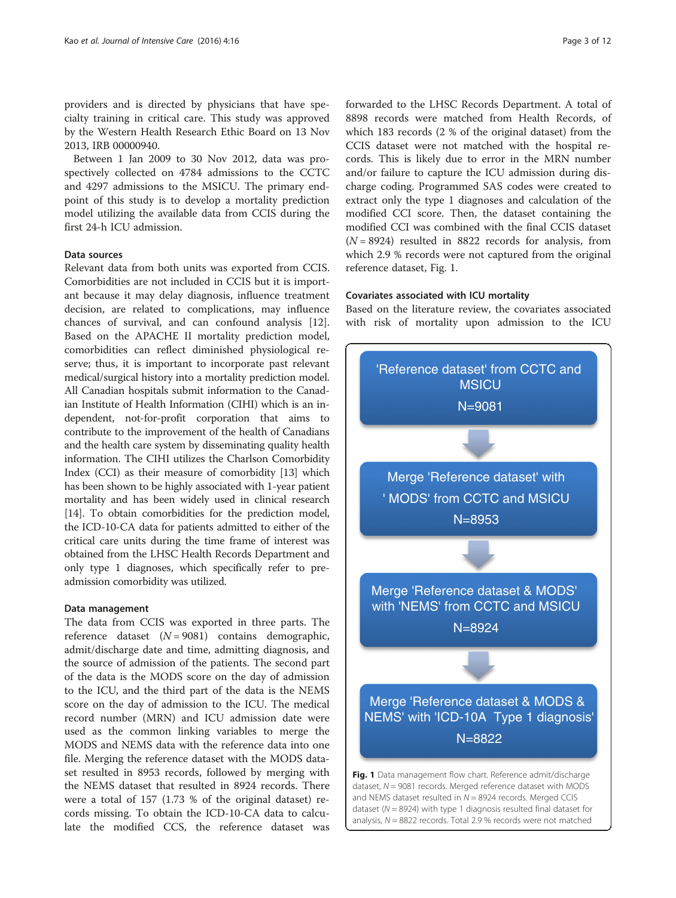providers and is directed by physicians that have specialty training in critical care. This study was approved by the Western Health Research Ethic Board on 13 Nov 2013, IRB 00000940.

Between 1 Jan 2009 to 30 Nov 2012, data was prospectively collected on 4784 admissions to the CCTC and 4297 admissions to the MSICU. The primary endpoint of this study is to develop a mortality prediction model utilizing the available data from CCIS during the first 24-h ICU admission.

### Data sources

Relevant data from both units was exported from CCIS. Comorbidities are not included in CCIS but it is important because it may delay diagnosis, influence treatment decision, are related to complications, may influence chances of survival, and can confound analysis [12]. Based on the APACHE II mortality prediction model, comorbidities can reflect diminished physiological reserve; thus, it is important to incorporate past relevant medical/surgical history into a mortality prediction model. All Canadian hospitals submit information to the Canadian Institute of Health Information (CIHI) which is an independent, not-for-profit corporation that aims to contribute to the improvement of the health of Canadians and the health care system by disseminating quality health information. The CIHI utilizes the Charlson Comorbidity Index (CCI) as their measure of comorbidity [13] which has been shown to be highly associated with 1-year patient mortality and has been widely used in clinical research [14]. To obtain comorbidities for the prediction model, the ICD-10-CA data for patients admitted to either of the critical care units during the time frame of interest was obtained from the LHSC Health Records Department and only type 1 diagnoses, which specifically refer to pre-admission comorbidity was utilized.

### Data management

The data from CCIS was exported in three parts. The reference dataset ($N = 9081$) contains demographic, admit/discharge date and time, admitting diagnosis, and the source of admission of the patients. The second part of the data is the MODS score on the day of admission to the ICU, and the third part of the data is the NEMS score on the day of admission to the ICU. The medical record number (MRN) and ICU admission date were used as the common linking variables to merge the MODS and NEMS data with the reference data into one file. Merging the reference dataset with the MODS dataset resulted in 8953 records, followed by merging with the NEMS dataset that resulted in 8924 records. There were a total of 157 (1.73 % of the original dataset) records missing. To obtain the ICD-10-CA data to calculate the modified CCS, the reference dataset was forwarded to the LHSC Records Department. A total of 8898 records were matched from Health Records, of which 183 records (2 % of the original dataset) from the CCIS dataset were not matched with the hospital records. This is likely due to error in the MRN number and/or failure to capture the ICU admission during discharge coding. Programmed SAS codes were created to extract only the type 1 diagnoses and calculation of the modified CCI score. Then, the dataset containing the modified CCI was combined with the final CCIS dataset ($N = 8924$) resulted in 8822 records for analysis, from which 2.9 % records were not captured from the original reference dataset, Fig. 1.

### Covariates associated with ICU mortality

Based on the literature review, the covariates associated with risk of mortality upon admission to the ICU

'Reference dataset' from CCTC and MSICU
N=9081

↓

Merge 'Reference dataset' with ' MODS' from CCTC and MSICU
N=8953

↓

Merge 'Reference dataset & MODS' with 'NEMS' from CCTC and MSICU
N=8924

↓

Merge 'Reference dataset & MODS & NEMS' with 'ICD-10A Type 1 diagnosis'
N=8822

**Fig. 1** Data management flow chart. Reference admit/discharge dataset, $N = 9081$ records. Merged reference dataset with MODS and NEMS dataset resulted in $N = 8924$ records. Merged CCIS dataset ($N = 8924$) with type 1 diagnosis resulted final dataset for analysis, $N = 8822$ records. Total 2.9 % records were not matched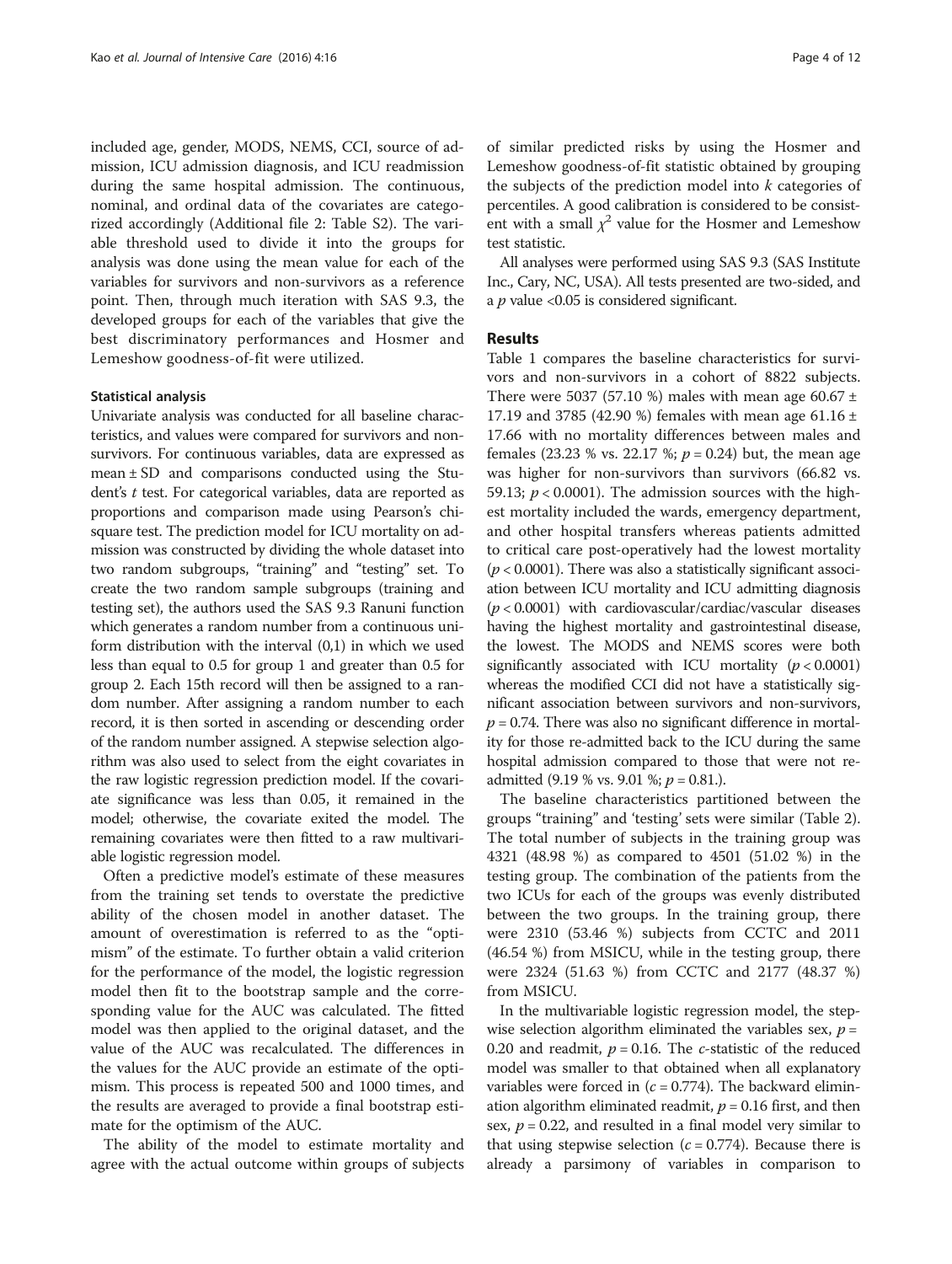included age, gender, MODS, NEMS, CCI, source of admission, ICU admission diagnosis, and ICU readmission during the same hospital admission. The continuous, nominal, and ordinal data of the covariates are categorized accordingly (Additional file 2: Table S2). The variable threshold used to divide it into the groups for analysis was done using the mean value for each of the variables for survivors and non-survivors as a reference point. Then, through much iteration with SAS 9.3, the developed groups for each of the variables that give the best discriminatory performances and Hosmer and Lemeshow goodness-of-fit were utilized.

### Statistical analysis

Univariate analysis was conducted for all baseline characteristics, and values were compared for survivors and non-survivors. For continuous variables, data are expressed as mean ± SD and comparisons conducted using the Student's *t* test. For categorical variables, data are reported as proportions and comparison made using Pearson's chi-square test. The prediction model for ICU mortality on admission was constructed by dividing the whole dataset into two random subgroups, "training" and "testing" set. To create the two random sample subgroups (training and testing set), the authors used the SAS 9.3 Ranuni function which generates a random number from a continuous uniform distribution with the interval (0,1) in which we used less than equal to 0.5 for group 1 and greater than 0.5 for group 2. Each 15th record will then be assigned to a random number. After assigning a random number to each record, it is then sorted in ascending or descending order of the random number assigned. A stepwise selection algorithm was also used to select from the eight covariates in the raw logistic regression prediction model. If the covariate significance was less than 0.05, it remained in the model; otherwise, the covariate exited the model. The remaining covariates were then fitted to a raw multivariable logistic regression model.

Often a predictive model's estimate of these measures from the training set tends to overstate the predictive ability of the chosen model in another dataset. The amount of overestimation is referred to as the "optimism" of the estimate. To further obtain a valid criterion for the performance of the model, the logistic regression model then fit to the bootstrap sample and the corresponding value for the AUC was calculated. The fitted model was then applied to the original dataset, and the value of the AUC was recalculated. The differences in the values for the AUC provide an estimate of the optimism. This process is repeated 500 and 1000 times, and the results are averaged to provide a final bootstrap estimate for the optimism of the AUC.

The ability of the model to estimate mortality and agree with the actual outcome within groups of subjects of similar predicted risks by using the Hosmer and Lemeshow goodness-of-fit statistic obtained by grouping the subjects of the prediction model into *k* categories of percentiles. A good calibration is considered to be consistent with a small $\chi^2$ value for the Hosmer and Lemeshow test statistic.

All analyses were performed using SAS 9.3 (SAS Institute Inc., Cary, NC, USA). All tests presented are two-sided, and a *p* value <0.05 is considered significant.

## Results

Table 1 compares the baseline characteristics for survivors and non-survivors in a cohort of 8822 subjects. There were 5037 (57.10 %) males with mean age 60.67 ± 17.19 and 3785 (42.90 %) females with mean age 61.16 ± 17.66 with no mortality differences between males and females (23.23 % vs. 22.17 %; $p = 0.24$) but, the mean age was higher for non-survivors than survivors (66.82 vs. 59.13; $p < 0.0001$). The admission sources with the highest mortality included the wards, emergency department, and other hospital transfers whereas patients admitted to critical care post-operatively had the lowest mortality ($p < 0.0001$). There was also a statistically significant association between ICU mortality and ICU admitting diagnosis ($p < 0.0001$) with cardiovascular/cardiac/vascular diseases having the highest mortality and gastrointestinal disease, the lowest. The MODS and NEMS scores were both significantly associated with ICU mortality ($p < 0.0001$) whereas the modified CCI did not have a statistically significant association between survivors and non-survivors, $p = 0.74$. There was also no significant difference in mortality for those re-admitted back to the ICU during the same hospital admission compared to those that were not re-admitted (9.19 % vs. 9.01 %; $p = 0.81$.).

The baseline characteristics partitioned between the groups "training" and 'testing' sets were similar (Table 2). The total number of subjects in the training group was 4321 (48.98 %) as compared to 4501 (51.02 %) in the testing group. The combination of the patients from the two ICUs for each of the groups was evenly distributed between the two groups. In the training group, there were 2310 (53.46 %) subjects from CCTC and 2011 (46.54 %) from MSICU, while in the testing group, there were 2324 (51.63 %) from CCTC and 2177 (48.37 %) from MSICU.

In the multivariable logistic regression model, the stepwise selection algorithm eliminated the variables sex, $p = 0.20$ and readmit, $p = 0.16$. The *c*-statistic of the reduced model was smaller to that obtained when all explanatory variables were forced in ($c = 0.774$). The backward elimination algorithm eliminated readmit, $p = 0.16$ first, and then sex, $p = 0.22$, and resulted in a final model very similar to that using stepwise selection ($c = 0.774$). Because there is already a parsimony of variables in comparison to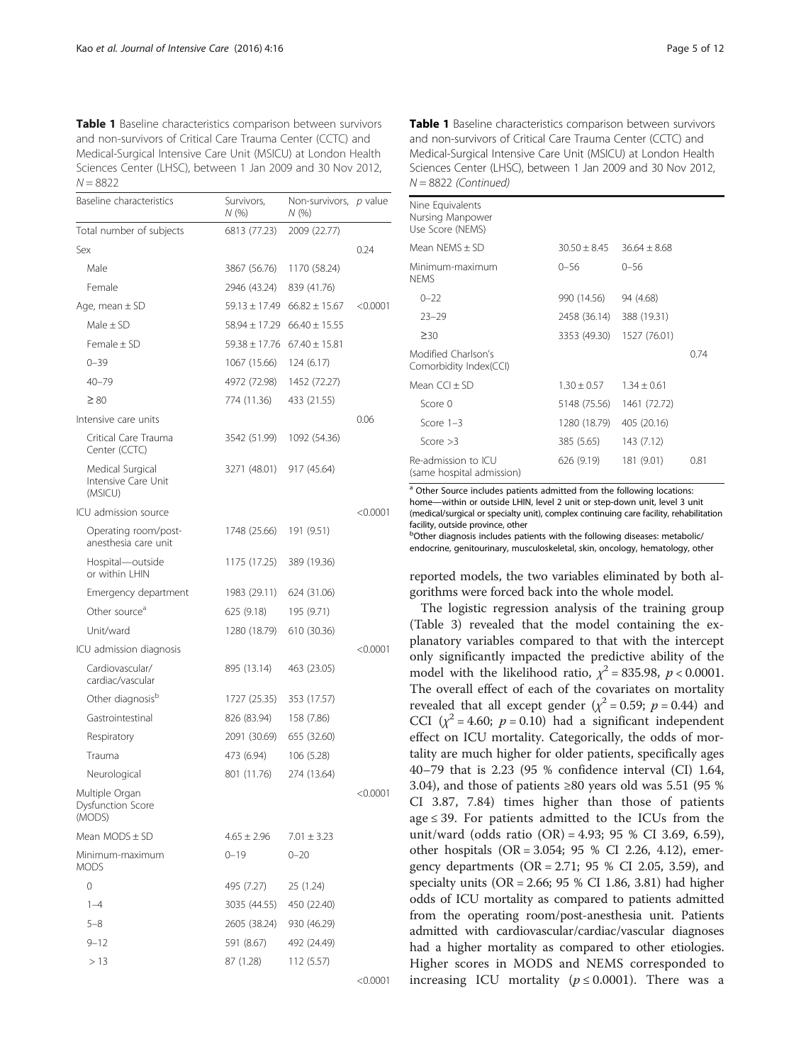**Table 1** Baseline characteristics comparison between survivors and non-survivors of Critical Care Trauma Center (CCTC) and Medical-Surgical Intensive Care Unit (MSICU) at London Health Sciences Center (LHSC), between 1 Jan 2009 and 30 Nov 2012, $N = 8822$

| Baseline characteristics | Survivors, N (%) | Non-survivors, N (%) | p value |
|---|---|---|---|
| Total number of subjects | 6813 (77.23) | 2009 (22.77) | |
| Sex | | | 0.24 |
| Male | 3867 (56.76) | 1170 (58.24) | |
| Female | 2946 (43.24) | 839 (41.76) | |
| Age, mean ± SD | 59.13 ± 17.49 | 66.82 ± 15.67 | <0.0001 |
| Male ± SD | 58.94 ± 17.29 | 66.40 ± 15.55 | |
| Female ± SD | 59.38 ± 17.76 | 67.40 ± 15.81 | |
| 0–39 | 1067 (15.66) | 124 (6.17) | |
| 40–79 | 4972 (72.98) | 1452 (72.27) | |
| ≥ 80 | 774 (11.36) | 433 (21.55) | |
| Intensive care units | | | 0.06 |
| Critical Care Trauma Center (CCTC) | 3542 (51.99) | 1092 (54.36) | |
| Medical Surgical Intensive Care Unit (MSICU) | 3271 (48.01) | 917 (45.64) | |
| ICU admission source | | | <0.0001 |
| Operating room/post-anesthesia care unit | 1748 (25.66) | 191 (9.51) | |
| Hospital—outside or within LHIN | 1175 (17.25) | 389 (19.36) | |
| Emergency department | 1983 (29.11) | 624 (31.06) | |
| Other source[a] | 625 (9.18) | 195 (9.71) | |
| Unit/ward | 1280 (18.79) | 610 (30.36) | |
| ICU admission diagnosis | | | <0.0001 |
| Cardiovascular/cardiac/vascular | 895 (13.14) | 463 (23.05) | |
| Other diagnosis[b] | 1727 (25.35) | 353 (17.57) | |
| Gastrointestinal | 826 (83.94) | 158 (7.86) | |
| Respiratory | 2091 (30.69) | 655 (32.60) | |
| Trauma | 473 (6.94) | 106 (5.28) | |
| Neurological | 801 (11.76) | 274 (13.64) | |
| Multiple Organ Dysfunction Score (MODS) | | | <0.0001 |
| Mean MODS ± SD | 4.65 ± 2.96 | 7.01 ± 3.23 | |
| Minimum-maximum MODS | 0–19 | 0–20 | |
| 0 | 495 (7.27) | 25 (1.24) | |
| 1–4 | 3035 (44.55) | 450 (22.40) | |
| 5–8 | 2605 (38.24) | 930 (46.29) | |
| 9–12 | 591 (8.67) | 492 (24.49) | |
| > 13 | 87 (1.28) | 112 (5.57) | |
| | | | <0.0001 |
| Nine Equivalents Nursing Manpower Use Score (NEMS) | | | |
| Mean NEMS ± SD | 30.50 ± 8.45 | 36.64 ± 8.68 | |
| Minimum-maximum NEMS | 0–56 | 0–56 | |
| 0–22 | 990 (14.56) | 94 (4.68) | |
| 23–29 | 2458 (36.14) | 388 (19.31) | |
| ≥30 | 3353 (49.30) | 1527 (76.01) | |
| Modified Charlson's Comorbidity Index(CCI) | | | 0.74 |
| Mean CCI ± SD | 1.30 ± 0.57 | 1.34 ± 0.61 | |
| Score 0 | 5148 (75.56) | 1461 (72.72) | |
| Score 1–3 | 1280 (18.79) | 405 (20.16) | |
| Score >3 | 385 (5.65) | 143 (7.12) | |
| Re-admission to ICU (same hospital admission) | 626 (9.19) | 181 (9.01) | 0.81 |

[a] Other Source includes patients admitted from the following locations: home—within or outside LHIN, level 2 unit or step-down unit, level 3 unit (medical/surgical or specialty unit), complex continuing care facility, rehabilitation facility, outside province, other

[b] Other diagnosis includes patients with the following diseases: metabolic/endocrine, genitourinary, musculoskeletal, skin, oncology, hematology, other

reported models, the two variables eliminated by both algorithms were forced back into the whole model.

The logistic regression analysis of the training group (Table 3) revealed that the model containing the explanatory variables compared to that with the intercept only significantly impacted the predictive ability of the model with the likelihood ratio, $\chi^2 = 835.98$, $p < 0.0001$. The overall effect of each of the covariates on mortality revealed that all except gender ($\chi^2 = 0.59$; $p = 0.44$) and CCI ($\chi^2 = 4.60$; $p = 0.10$) had a significant independent effect on ICU mortality. Categorically, the odds of mortality are much higher for older patients, specifically ages 40–79 that is 2.23 (95 % confidence interval (CI) 1.64, 3.04), and those of patients ≥80 years old was 5.51 (95 % CI 3.87, 7.84) times higher than those of patients age ≤ 39. For patients admitted to the ICUs from the unit/ward (odds ratio (OR) = 4.93; 95 % CI 3.69, 6.59), other hospitals (OR = 3.054; 95 % CI 2.26, 4.12), emergency departments (OR = 2.71; 95 % CI 2.05, 3.59), and specialty units (OR = 2.66; 95 % CI 1.86, 3.81) had higher odds of ICU mortality as compared to patients admitted from the operating room/post-anesthesia unit. Patients admitted with cardiovascular/cardiac/vascular diagnoses had a higher mortality as compared to other etiologies. Higher scores in MODS and NEMS corresponded to increasing ICU mortality ($p \leq 0.0001$). There was a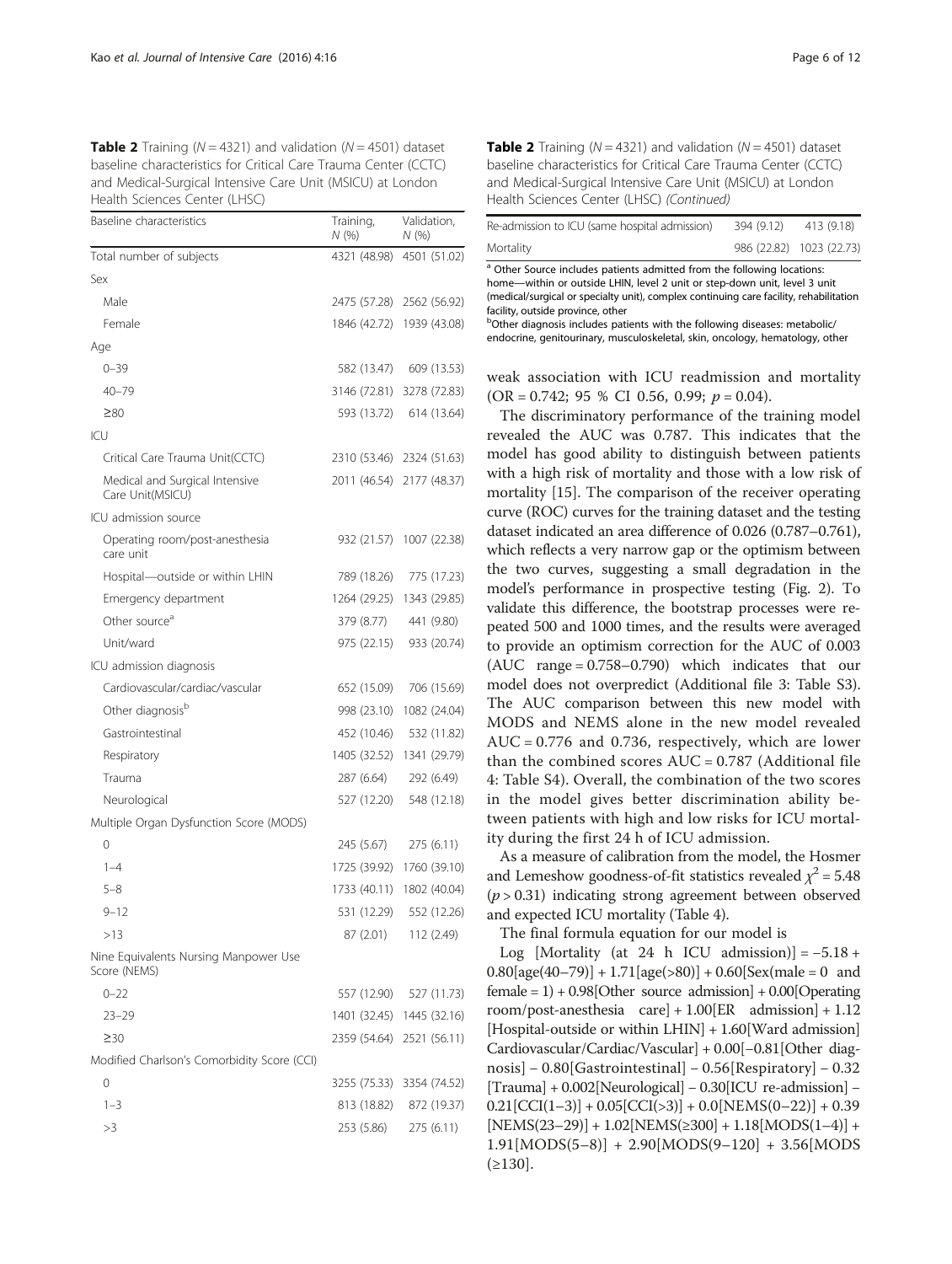**Table 2** Training ($N = 4321$) and validation ($N = 4501$) dataset baseline characteristics for Critical Care Trauma Center (CCTC) and Medical-Surgical Intensive Care Unit (MSICU) at London Health Sciences Center (LHSC)

| Baseline characteristics | Training, N (%) | Validation, N (%) |
|---|---|---|
| Total number of subjects | 4321 (48.98) | 4501 (51.02) |
| Sex | | |
| Male | 2475 (57.28) | 2562 (56.92) |
| Female | 1846 (42.72) | 1939 (43.08) |
| Age | | |
| 0–39 | 582 (13.47) | 609 (13.53) |
| 40–79 | 3146 (72.81) | 3278 (72.83) |
| ≥80 | 593 (13.72) | 614 (13.64) |
| ICU | | |
| Critical Care Trauma Unit(CCTC) | 2310 (53.46) | 2324 (51.63) |
| Medical and Surgical Intensive Care Unit(MSICU) | 2011 (46.54) | 2177 (48.37) |
| ICU admission source | | |
| Operating room/post-anesthesia care unit | 932 (21.57) | 1007 (22.38) |
| Hospital—outside or within LHIN | 789 (18.26) | 775 (17.23) |
| Emergency department | 1264 (29.25) | 1343 (29.85) |
| Other source[a] | 379 (8.77) | 441 (9.80) |
| Unit/ward | 975 (22.15) | 933 (20.74) |
| ICU admission diagnosis | | |
| Cardiovascular/cardiac/vascular | 652 (15.09) | 706 (15.69) |
| Other diagnosis[b] | 998 (23.10) | 1082 (24.04) |
| Gastrointestinal | 452 (10.46) | 532 (11.82) |
| Respiratory | 1405 (32.52) | 1341 (29.79) |
| Trauma | 287 (6.64) | 292 (6.49) |
| Neurological | 527 (12.20) | 548 (12.18) |
| Multiple Organ Dysfunction Score (MODS) | | |
| 0 | 245 (5.67) | 275 (6.11) |
| 1–4 | 1725 (39.92) | 1760 (39.10) |
| 5–8 | 1733 (40.11) | 1802 (40.04) |
| 9–12 | 531 (12.29) | 552 (12.26) |
| >13 | 87 (2.01) | 112 (2.49) |
| Nine Equivalents Nursing Manpower Use Score (NEMS) | | |
| 0–22 | 557 (12.90) | 527 (11.73) |
| 23–29 | 1401 (32.45) | 1445 (32.16) |
| ≥30 | 2359 (54.64) | 2521 (56.11) |
| Modified Charlson's Comorbidity Score (CCI) | | |
| 0 | 3255 (75.33) | 3354 (74.52) |
| 1–3 | 813 (18.82) | 872 (19.37) |
| >3 | 253 (5.86) | 275 (6.11) |
| Re-admission to ICU (same hospital admission) | 394 (9.12) | 413 (9.18) |
| Mortality | 986 (22.82) | 1023 (22.73) |

[a] Other Source includes patients admitted from the following locations: home—within or outside LHIN, level 2 unit or step-down unit, level 3 unit (medical/surgical or specialty unit), complex continuing care facility, rehabilitation facility, outside province, other

[b] Other diagnosis includes patients with the following diseases: metabolic/endocrine, genitourinary, musculoskeletal, skin, oncology, hematology, other

weak association with ICU readmission and mortality (OR = 0.742; 95 % CI 0.56, 0.99; $p = 0.04$).

The discriminatory performance of the training model revealed the AUC was 0.787. This indicates that the model has good ability to distinguish between patients with a high risk of mortality and those with a low risk of mortality [15]. The comparison of the receiver operating curve (ROC) curves for the training dataset and the testing dataset indicated an area difference of 0.026 (0.787–0.761), which reflects a very narrow gap or the optimism between the two curves, suggesting a small degradation in the model's performance in prospective testing (Fig. 2). To validate this difference, the bootstrap processes were repeated 500 and 1000 times, and the results were averaged to provide an optimism correction for the AUC of 0.003 (AUC range = 0.758–0.790) which indicates that our model does not overpredict (Additional file 3: Table S3). The AUC comparison between this new model with MODS and NEMS alone in the new model revealed AUC = 0.776 and 0.736, respectively, which are lower than the combined scores AUC = 0.787 (Additional file 4: Table S4). Overall, the combination of the two scores in the model gives better discrimination ability between patients with high and low risks for ICU mortality during the first 24 h of ICU admission.

As a measure of calibration from the model, the Hosmer and Lemeshow goodness-of-fit statistics revealed $\chi^2 = 5.48$ ($p > 0.31$) indicating strong agreement between observed and expected ICU mortality (Table 4).

The final formula equation for our model is

Log [Mortality (at 24 h ICU admission)] = −5.18 + 0.80[age(40–79)] + 1.71[age(>80)] + 0.60[Sex(male = 0 and female = 1) + 0.98[Other source admission] + 0.00[Operating room/post-anesthesia care] + 1.00[ER admission] + 1.12 [Hospital-outside or within LHIN] + 1.60[Ward admission] Cardiovascular/Cardiac/Vascular] + 0.00[−0.81[Other diagnosis] − 0.80[Gastrointestinal] − 0.56[Respiratory] − 0.32 [Trauma] + 0.002[Neurological] − 0.30[ICU re-admission] − 0.21[CCI(1–3)] + 0.05[CCI(>3)] + 0.0[NEMS(0–22)] + 0.39 [NEMS(23–29)] + 1.02[NEMS(≥300] + 1.18[MODS(1–4)] + 1.91[MODS(5–8)] + 2.90[MODS(9–120] + 3.56[MODS (≥130].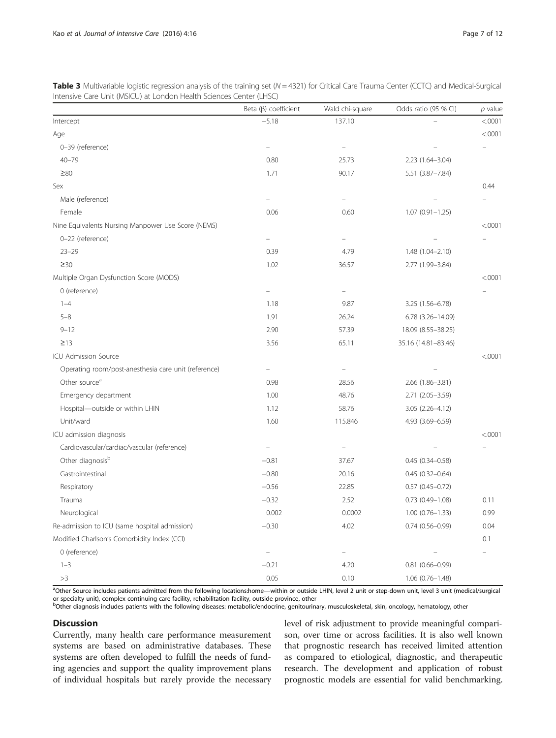**Table 3** Multivariable logistic regression analysis of the training set ($N = 4321$) for Critical Care Trauma Center (CCTC) and Medical-Surgical Intensive Care Unit (MSICU) at London Health Sciences Center (LHSC)

| | Beta (β) coefficient | Wald chi-square | Odds ratio (95 % CI) | p value |
|---|---|---|---|---|
| Intercept | −5.18 | 137.10 | – | <.0001 |
| Age | | | | <.0001 |
| 0–39 (reference) | – | – | – | – |
| 40–79 | 0.80 | 25.73 | 2.23 (1.64–3.04) | |
| ≥80 | 1.71 | 90.17 | 5.51 (3.87–7.84) | |
| Sex | | | | 0.44 |
| Male (reference) | – | – | – | – |
| Female | 0.06 | 0.60 | 1.07 (0.91–1.25) | |
| Nine Equivalents Nursing Manpower Use Score (NEMS) | | | | <.0001 |
| 0–22 (reference) | – | – | – | – |
| 23–29 | 0.39 | 4.79 | 1.48 (1.04–2.10) | |
| ≥30 | 1.02 | 36.57 | 2.77 (1.99–3.84) | |
| Multiple Organ Dysfunction Score (MODS) | | | | <.0001 |
| 0 (reference) | – | – | | – |
| 1–4 | 1.18 | 9.87 | 3.25 (1.56–6.78) | |
| 5–8 | 1.91 | 26.24 | 6.78 (3.26–14.09) | |
| 9–12 | 2.90 | 57.39 | 18.09 (8.55–38.25) | |
| ≥13 | 3.56 | 65.11 | 35.16 (14.81–83.46) | |
| ICU Admission Source | | | | <.0001 |
| Operating room/post-anesthesia care unit (reference) | – | – | – | |
| Other source[a] | 0.98 | 28.56 | 2.66 (1.86–3.81) | |
| Emergency department | 1.00 | 48.76 | 2.71 (2.05–3.59) | |
| Hospital—outside or within LHIN | 1.12 | 58.76 | 3.05 (2.26–4.12) | |
| Unit/ward | 1.60 | 115.846 | 4.93 (3.69–6.59) | |
| ICU admission diagnosis | | | | <.0001 |
| Cardiovascular/cardiac/vascular (reference) | – | – | – | – |
| Other diagnosis[b] | −0.81 | 37.67 | 0.45 (0.34–0.58) | |
| Gastrointestinal | −0.80 | 20.16 | 0.45 (0.32–0.64) | |
| Respiratory | −0.56 | 22.85 | 0.57 (0.45–0.72) | |
| Trauma | −0.32 | 2.52 | 0.73 (0.49–1.08) | 0.11 |
| Neurological | 0.002 | 0.0002 | 1.00 (0.76–1.33) | 0.99 |
| Re-admission to ICU (same hospital admission) | −0.30 | 4.02 | 0.74 (0.56–0.99) | 0.04 |
| Modified Charlson's Comorbidity Index (CCI) | | | | 0.1 |
| 0 (reference) | – | – | – | – |
| 1–3 | −0.21 | 4.20 | 0.81 (0.66–0.99) | |
| >3 | 0.05 | 0.10 | 1.06 (0.76–1.48) | |

[a]Other Source includes patients admitted from the following locations:home—within or outside LHIN, level 2 unit or step-down unit, level 3 unit (medical/surgical or specialty unit), complex continuing care facility, rehabilitation facility, outside province, other

[b]Other diagnosis includes patients with the following diseases: metabolic/endocrine, genitourinary, musculoskeletal, skin, oncology, hematology, other

## Discussion

Currently, many health care performance measurement systems are based on administrative databases. These systems are often developed to fulfill the needs of funding agencies and support the quality improvement plans of individual hospitals but rarely provide the necessary level of risk adjustment to provide meaningful comparison, over time or across facilities. It is also well known that prognostic research has received limited attention as compared to etiological, diagnostic, and therapeutic research. The development and application of robust prognostic models are essential for valid benchmarking.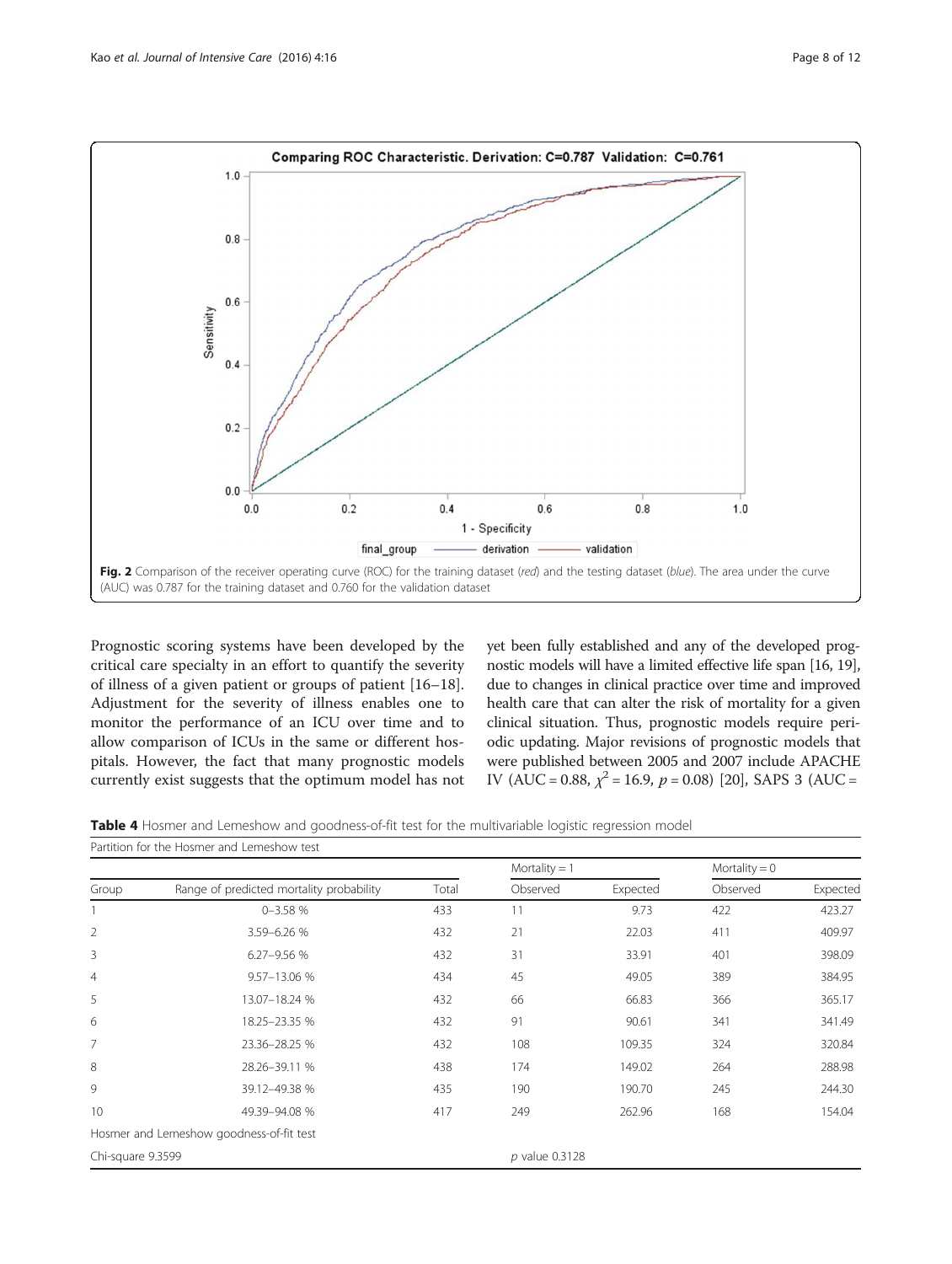Fig. 2 Comparison of the receiver operating curve (ROC) for the training dataset (*red*) and the testing dataset (*blue*). The area under the curve (AUC) was 0.787 for the training dataset and 0.760 for the validation dataset

Prognostic scoring systems have been developed by the critical care specialty in an effort to quantify the severity of illness of a given patient or groups of patient [16–18]. Adjustment for the severity of illness enables one to monitor the performance of an ICU over time and to allow comparison of ICUs in the same or different hospitals. However, the fact that many prognostic models currently exist suggests that the optimum model has not yet been fully established and any of the developed prognostic models will have a limited effective life span [16, 19], due to changes in clinical practice over time and improved health care that can alter the risk of mortality for a given clinical situation. Thus, prognostic models require periodic updating. Major revisions of prognostic models that were published between 2005 and 2007 include APACHE IV (AUC = 0.88, $\chi^2 = 16.9$, $p = 0.08$) [20], SAPS 3 (AUC =

**Table 4** Hosmer and Lemeshow and goodness-of-fit test for the multivariable logistic regression model

| Partition for the Hosmer and Lemeshow test | | | | | | |
|---|---|---|---|---|---|---|
| | | | Mortality = 1 | | Mortality = 0 | |
| Group | Range of predicted mortality probability | Total | Observed | Expected | Observed | Expected |
| 1 | 0–3.58 % | 433 | 11 | 9.73 | 422 | 423.27 |
| 2 | 3.59–6.26 % | 432 | 21 | 22.03 | 411 | 409.97 |
| 3 | 6.27–9.56 % | 432 | 31 | 33.91 | 401 | 398.09 |
| 4 | 9.57–13.06 % | 434 | 45 | 49.05 | 389 | 384.95 |
| 5 | 13.07–18.24 % | 432 | 66 | 66.83 | 366 | 365.17 |
| 6 | 18.25–23.35 % | 432 | 91 | 90.61 | 341 | 341.49 |
| 7 | 23.36–28.25 % | 432 | 108 | 109.35 | 324 | 320.84 |
| 8 | 28.26–39.11 % | 438 | 174 | 149.02 | 264 | 288.98 |
| 9 | 39.12–49.38 % | 435 | 190 | 190.70 | 245 | 244.30 |
| 10 | 49.39–94.08 % | 417 | 249 | 262.96 | 168 | 154.04 |
| Hosmer and Lemeshow goodness-of-fit test | | | | | | |
| Chi-square 9.3599 | | | *p* value 0.3128 | | | |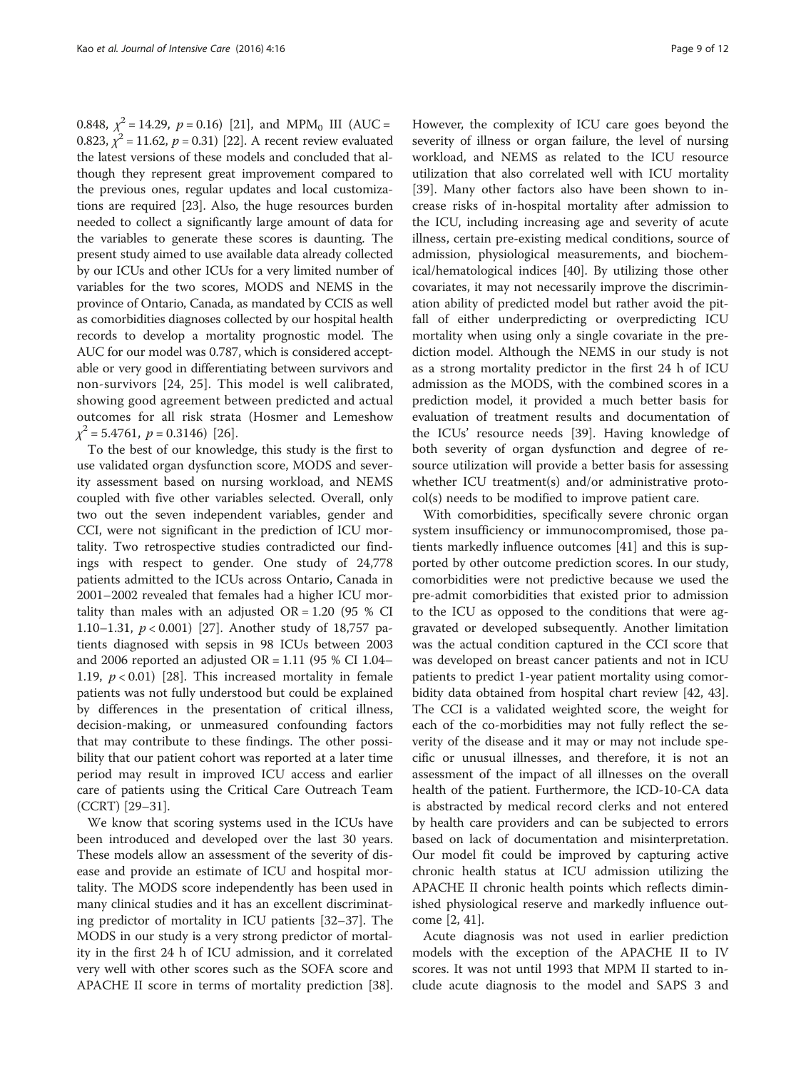0.848, $\chi^2 = 14.29$, $p = 0.16$) [21], and $MPM_0$ III (AUC = 0.823, $\chi^2 = 11.62$, $p = 0.31$) [22]. A recent review evaluated the latest versions of these models and concluded that although they represent great improvement compared to the previous ones, regular updates and local customizations are required [23]. Also, the huge resources burden needed to collect a significantly large amount of data for the variables to generate these scores is daunting. The present study aimed to use available data already collected by our ICUs and other ICUs for a very limited number of variables for the two scores, MODS and NEMS in the province of Ontario, Canada, as mandated by CCIS as well as comorbidities diagnoses collected by our hospital health records to develop a mortality prognostic model. The AUC for our model was 0.787, which is considered acceptable or very good in differentiating between survivors and non-survivors [24, 25]. This model is well calibrated, showing good agreement between predicted and actual outcomes for all risk strata (Hosmer and Lemeshow $\chi^2 = 5.4761$, $p = 0.3146$) [26].

To the best of our knowledge, this study is the first to use validated organ dysfunction score, MODS and severity assessment based on nursing workload, and NEMS coupled with five other variables selected. Overall, only two out the seven independent variables, gender and CCI, were not significant in the prediction of ICU mortality. Two retrospective studies contradicted our findings with respect to gender. One study of 24,778 patients admitted to the ICUs across Ontario, Canada in 2001–2002 revealed that females had a higher ICU mortality than males with an adjusted OR = 1.20 (95 % CI 1.10–1.31, $p < 0.001$) [27]. Another study of 18,757 patients diagnosed with sepsis in 98 ICUs between 2003 and 2006 reported an adjusted OR = 1.11 (95 % CI 1.04–1.19, $p < 0.01$) [28]. This increased mortality in female patients was not fully understood but could be explained by differences in the presentation of critical illness, decision-making, or unmeasured confounding factors that may contribute to these findings. The other possibility that our patient cohort was reported at a later time period may result in improved ICU access and earlier care of patients using the Critical Care Outreach Team (CCRT) [29–31].

We know that scoring systems used in the ICUs have been introduced and developed over the last 30 years. These models allow an assessment of the severity of disease and provide an estimate of ICU and hospital mortality. The MODS score independently has been used in many clinical studies and it has an excellent discriminating predictor of mortality in ICU patients [32–37]. The MODS in our study is a very strong predictor of mortality in the first 24 h of ICU admission, and it correlated very well with other scores such as the SOFA score and APACHE II score in terms of mortality prediction [38]. However, the complexity of ICU care goes beyond the severity of illness or organ failure, the level of nursing workload, and NEMS as related to the ICU resource utilization that also correlated well with ICU mortality [39]. Many other factors also have been shown to increase risks of in-hospital mortality after admission to the ICU, including increasing age and severity of acute illness, certain pre-existing medical conditions, source of admission, physiological measurements, and biochemical/hematological indices [40]. By utilizing those other covariates, it may not necessarily improve the discrimination ability of predicted model but rather avoid the pitfall of either underpredicting or overpredicting ICU mortality when using only a single covariate in the prediction model. Although the NEMS in our study is not as a strong mortality predictor in the first 24 h of ICU admission as the MODS, with the combined scores in a prediction model, it provided a much better basis for evaluation of treatment results and documentation of the ICUs' resource needs [39]. Having knowledge of both severity of organ dysfunction and degree of resource utilization will provide a better basis for assessing whether ICU treatment(s) and/or administrative protocol(s) needs to be modified to improve patient care.

With comorbidities, specifically severe chronic organ system insufficiency or immunocompromised, those patients markedly influence outcomes [41] and this is supported by other outcome prediction scores. In our study, comorbidities were not predictive because we used the pre-admit comorbidities that existed prior to admission to the ICU as opposed to the conditions that were aggravated or developed subsequently. Another limitation was the actual condition captured in the CCI score that was developed on breast cancer patients and not in ICU patients to predict 1-year patient mortality using comorbidity data obtained from hospital chart review [42, 43]. The CCI is a validated weighted score, the weight for each of the co-morbidities may not fully reflect the severity of the disease and it may or may not include specific or unusual illnesses, and therefore, it is not an assessment of the impact of all illnesses on the overall health of the patient. Furthermore, the ICD-10-CA data is abstracted by medical record clerks and not entered by health care providers and can be subjected to errors based on lack of documentation and misinterpretation. Our model fit could be improved by capturing active chronic health status at ICU admission utilizing the APACHE II chronic health points which reflects diminished physiological reserve and markedly influence outcome [2, 41].

Acute diagnosis was not used in earlier prediction models with the exception of the APACHE II to IV scores. It was not until 1993 that MPM II started to include acute diagnosis to the model and SAPS 3 and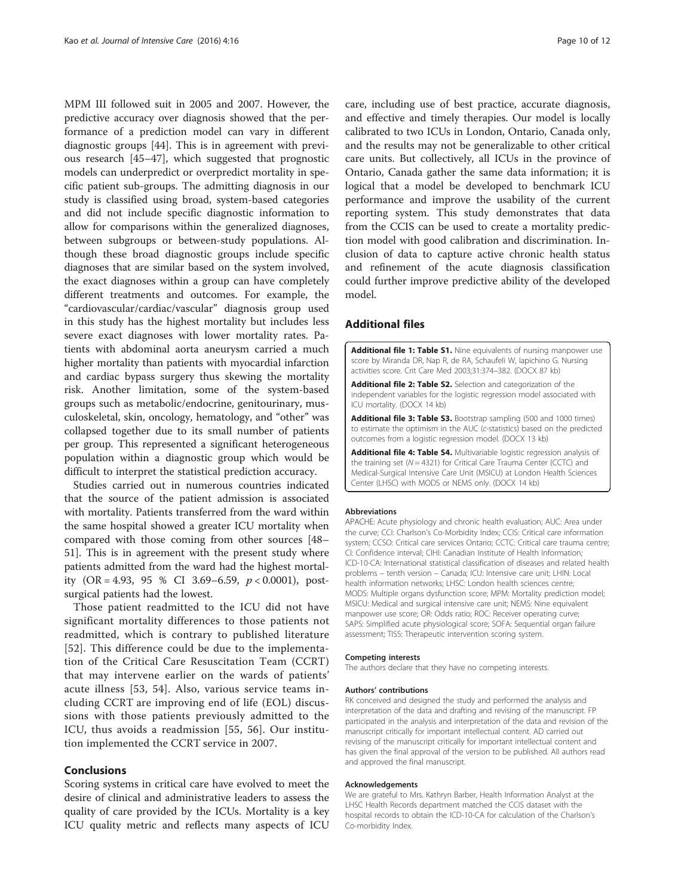MPM III followed suit in 2005 and 2007. However, the predictive accuracy over diagnosis showed that the performance of a prediction model can vary in different diagnostic groups [44]. This is in agreement with previous research [45–47], which suggested that prognostic models can underpredict or overpredict mortality in specific patient sub-groups. The admitting diagnosis in our study is classified using broad, system-based categories and did not include specific diagnostic information to allow for comparisons within the generalized diagnoses, between subgroups or between-study populations. Although these broad diagnostic groups include specific diagnoses that are similar based on the system involved, the exact diagnoses within a group can have completely different treatments and outcomes. For example, the "cardiovascular/cardiac/vascular" diagnosis group used in this study has the highest mortality but includes less severe exact diagnoses with lower mortality rates. Patients with abdominal aorta aneurysm carried a much higher mortality than patients with myocardial infarction and cardiac bypass surgery thus skewing the mortality risk. Another limitation, some of the system-based groups such as metabolic/endocrine, genitourinary, musculoskeletal, skin, oncology, hematology, and "other" was collapsed together due to its small number of patients per group. This represented a significant heterogeneous population within a diagnostic group which would be difficult to interpret the statistical prediction accuracy.

Studies carried out in numerous countries indicated that the source of the patient admission is associated with mortality. Patients transferred from the ward within the same hospital showed a greater ICU mortality when compared with those coming from other sources [48–51]. This is in agreement with the present study where patients admitted from the ward had the highest mortality (OR = 4.93, 95 % CI 3.69–6.59, $p < 0.0001$), post-surgical patients had the lowest.

Those patient readmitted to the ICU did not have significant mortality differences to those patients not readmitted, which is contrary to published literature [52]. This difference could be due to the implementation of the Critical Care Resuscitation Team (CCRT) that may intervene earlier on the wards of patients' acute illness [53, 54]. Also, various service teams including CCRT are improving end of life (EOL) discussions with those patients previously admitted to the ICU, thus avoids a readmission [55, 56]. Our institution implemented the CCRT service in 2007.

## Conclusions

Scoring systems in critical care have evolved to meet the desire of clinical and administrative leaders to assess the quality of care provided by the ICUs. Mortality is a key ICU quality metric and reflects many aspects of ICU care, including use of best practice, accurate diagnosis, and effective and timely therapies. Our model is locally calibrated to two ICUs in London, Ontario, Canada only, and the results may not be generalizable to other critical care units. But collectively, all ICUs in the province of Ontario, Canada gather the same data information; it is logical that a model be developed to benchmark ICU performance and improve the usability of the current reporting system. This study demonstrates that data from the CCIS can be used to create a mortality prediction model with good calibration and discrimination. Inclusion of data to capture active chronic health status and refinement of the acute diagnosis classification could further improve predictive ability of the developed model.

## Additional files

**Additional file 1: Table S1.** Nine equivalents of nursing manpower use score by Miranda DR, Nap R, de RA, Schaufeli W, Iapichino G. Nursing activities score. Crit Care Med 2003;31:374–382. (DOCX 87 kb)

**Additional file 2: Table S2.** Selection and categorization of the independent variables for the logistic regression model associated with ICU mortality. (DOCX 14 kb)

**Additional file 3: Table S3.** Bootstrap sampling (500 and 1000 times) to estimate the optimism in the AUC (*c*-statistics) based on the predicted outcomes from a logistic regression model. (DOCX 13 kb)

**Additional file 4: Table S4.** Multivariable logistic regression analysis of the training set ($N = 4321$) for Critical Care Trauma Center (CCTC) and Medical-Surgical Intensive Care Unit (MSICU) at London Health Sciences Center (LHSC) with MODS or NEMS only. (DOCX 14 kb)

#### Abbreviations

APACHE: Acute physiology and chronic health evaluation; AUC: Area under the curve; CCI: Charlson's Co-Morbidity Index; CCIS: Critical care information system; CCSO: Critical care services Ontario; CCTC: Critical care trauma centre; CI: Confidence interval; CIHI: Canadian Institute of Health Information; ICD-10-CA: International statistical classification of diseases and related health problems – tenth version – Canada; ICU: Intensive care unit; LHIN: Local health information networks; LHSC: London health sciences centre; MODS: Multiple organs dysfunction score; MPM: Mortality prediction model; MSICU: Medical and surgical intensive care unit; NEMS: Nine equivalent manpower use score; OR: Odds ratio; ROC: Receiver operating curve; SAPS: Simplified acute physiological score; SOFA: Sequential organ failure assessment; TISS: Therapeutic intervention scoring system.

#### Competing interests

The authors declare that they have no competing interests.

#### Authors' contributions

RK conceived and designed the study and performed the analysis and interpretation of the data and drafting and revising of the manuscript. FP participated in the analysis and interpretation of the data and revision of the manuscript critically for important intellectual content. AD carried out revising of the manuscript critically for important intellectual content and has given the final approval of the version to be published. All authors read and approved the final manuscript.

#### Acknowledgements

We are grateful to Mrs. Kathryn Barber, Health Information Analyst at the LHSC Health Records department matched the CCIS dataset with the hospital records to obtain the ICD-10-CA for calculation of the Charlson's Co-morbidity Index.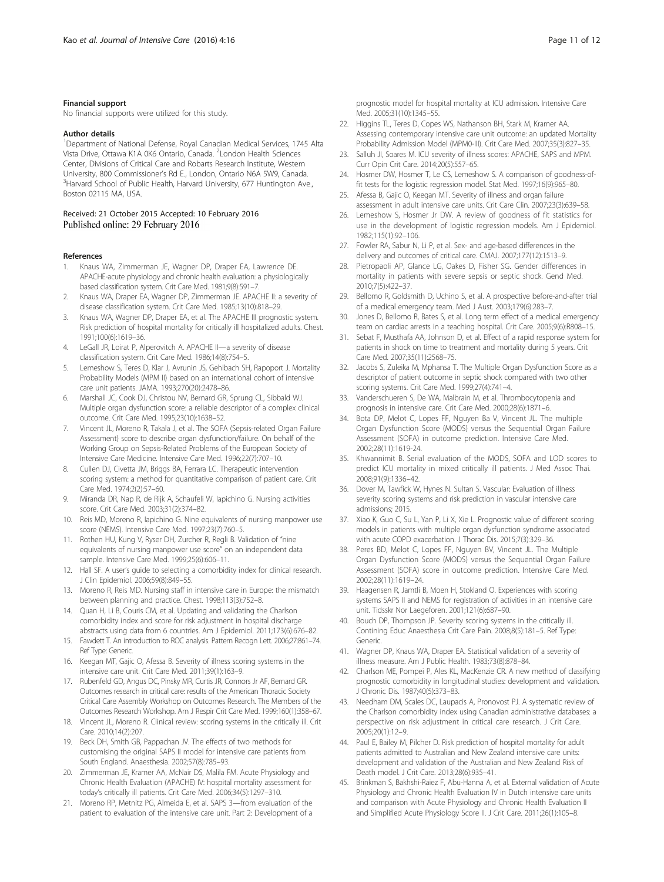#### Financial support

No financial supports were utilized for this study.

#### Author details

[1]Department of National Defense, Royal Canadian Medical Services, 1745 Alta Vista Drive, Ottawa K1A 0K6 Ontario, Canada. [2]London Health Sciences Center, Divisions of Critical Care and Robarts Research Institute, Western University, 800 Commissioner's Rd E., London, Ontario N6A 5W9, Canada. [3]Harvard School of Public Health, Harvard University, 677 Huntington Ave., Boston 02115 MA, USA.

Received: 21 October 2015 Accepted: 10 February 2016
Published online: 29 February 2016

#### References

1. Knaus WA, Zimmerman JE, Wagner DP, Draper EA, Lawrence DE. APACHE-acute physiology and chronic health evaluation: a physiologically based classification system. Crit Care Med. 1981;9(8):591–7.
2. Knaus WA, Draper EA, Wagner DP, Zimmerman JE. APACHE II: a severity of disease classification system. Crit Care Med. 1985;13(10):818–29.
3. Knaus WA, Wagner DP, Draper EA, et al. The APACHE III prognostic system. Risk prediction of hospital mortality for critically ill hospitalized adults. Chest. 1991;100(6):1619–36.
4. LeGall JR, Loirat P, Alperovitch A. APACHE II—a severity of disease classification system. Crit Care Med. 1986;14(8):754–5.
5. Lemeshow S, Teres D, Klar J, Avrunin JS, Gehlbach SH, Rapoport J. Mortality Probability Models (MPM II) based on an international cohort of intensive care unit patients. JAMA. 1993;270(20):2478–86.
6. Marshall JC, Cook DJ, Christou NV, Bernard GR, Sprung CL, Sibbald WJ. Multiple organ dysfunction score: a reliable descriptor of a complex clinical outcome. Crit Care Med. 1995;23(10):1638–52.
7. Vincent JL, Moreno R, Takala J, et al. The SOFA (Sepsis-related Organ Failure Assessment) score to describe organ dysfunction/failure. On behalf of the Working Group on Sepsis-Related Problems of the European Society of Intensive Care Medicine. Intensive Care Med. 1996;22(7):707–10.
8. Cullen DJ, Civetta JM, Briggs BA, Ferrara LC. Therapeutic intervention scoring system: a method for quantitative comparison of patient care. Crit Care Med. 1974;2(2):57–60.
9. Miranda DR, Nap R, de Rijk A, Schaufeli W, Iapichino G. Nursing activities score. Crit Care Med. 2003;31(2):374–82.
10. Reis MD, Moreno R, Iapichino G. Nine equivalents of nursing manpower use score (NEMS). Intensive Care Med. 1997;23(7):760–5.
11. Rothen HU, Kung V, Ryser DH, Zurcher R, Regli B. Validation of "nine equivalents of nursing manpower use score" on an independent data sample. Intensive Care Med. 1999;25(6):606–11.
12. Hall SF. A user's guide to selecting a comorbidity index for clinical research. J Clin Epidemiol. 2006;59(8):849–55.
13. Moreno R, Reis MD. Nursing staff in intensive care in Europe: the mismatch between planning and practice. Chest. 1998;113(3):752–8.
14. Quan H, Li B, Couris CM, et al. Updating and validating the Charlson comorbidity index and score for risk adjustment in hospital discharge abstracts using data from 6 countries. Am J Epidemiol. 2011;173(6):676–82.
15. Fawdett T. An introduction to ROC analysis. Pattern Recogn Lett. 2006;27:861–74. Ref Type: Generic.
16. Keegan MT, Gajic O, Afessa B. Severity of illness scoring systems in the intensive care unit. Crit Care Med. 2011;39(1):163–9.
17. Rubenfeld GD, Angus DC, Pinsky MR, Curtis JR, Connors Jr AF, Bernard GR. Outcomes research in critical care: results of the American Thoracic Society Critical Care Assembly Workshop on Outcomes Research. The Members of the Outcomes Research Workshop. Am J Respir Crit Care Med. 1999;160(1):358–67.
18. Vincent JL, Moreno R. Clinical review: scoring systems in the critically ill. Crit Care. 2010;14(2):207.
19. Beck DH, Smith GB, Pappachan JV. The effects of two methods for customising the original SAPS II model for intensive care patients from South England. Anaesthesia. 2002;57(8):785–93.
20. Zimmerman JE, Kramer AA, McNair DS, Malila FM. Acute Physiology and Chronic Health Evaluation (APACHE) IV: hospital mortality assessment for today's critically ill patients. Crit Care Med. 2006;34(5):1297–310.
21. Moreno RP, Metnitz PG, Almeida E, et al. SAPS 3—from evaluation of the patient to evaluation of the intensive care unit. Part 2: Development of a prognostic model for hospital mortality at ICU admission. Intensive Care Med. 2005;31(10):1345–55.
22. Higgins TL, Teres D, Copes WS, Nathanson BH, Stark M, Kramer AA. Assessing contemporary intensive care unit outcome: an updated Mortality Probability Admission Model (MPM0-III). Crit Care Med. 2007;35(3):827–35.
23. Salluh JI, Soares M. ICU severity of illness scores: APACHE, SAPS and MPM. Curr Opin Crit Care. 2014;20(5):557–65.
24. Hosmer DW, Hosmer T, Le CS, Lemeshow S. A comparison of goodness-of-fit tests for the logistic regression model. Stat Med. 1997;16(9):965–80.
25. Afessa B, Gajic O, Keegan MT. Severity of illness and organ failure assessment in adult intensive care units. Crit Care Clin. 2007;23(3):639–58.
26. Lemeshow S, Hosmer Jr DW. A review of goodness of fit statistics for use in the development of logistic regression models. Am J Epidemiol. 1982;115(1):92–106.
27. Fowler RA, Sabur N, Li P, et al. Sex- and age-based differences in the delivery and outcomes of critical care. CMAJ. 2007;177(12):1513–9.
28. Pietropaoli AP, Glance LG, Oakes D, Fisher SG. Gender differences in mortality in patients with severe sepsis or septic shock. Gend Med. 2010;7(5):422–37.
29. Bellomo R, Goldsmith D, Uchino S, et al. A prospective before-and-after trial of a medical emergency team. Med J Aust. 2003;179(6):283–7.
30. Jones D, Bellomo R, Bates S, et al. Long term effect of a medical emergency team on cardiac arrests in a teaching hospital. Crit Care. 2005;9(6):R808–15.
31. Sebat F, Musthafa AA, Johnson D, et al. Effect of a rapid response system for patients in shock on time to treatment and mortality during 5 years. Crit Care Med. 2007;35(11):2568–75.
32. Jacobs S, Zuleika M, Mphansa T. The Multiple Organ Dysfunction Score as a descriptor of patient outcome in septic shock compared with two other scoring systems. Crit Care Med. 1999;27(4):741–4.
33. Vanderschueren S, De WA, Malbrain M, et al. Thrombocytopenia and prognosis in intensive care. Crit Care Med. 2000;28(6):1871–6.
34. Bota DP, Melot C, Lopes FF, Nguyen Ba V, Vincent JL. The multiple Organ Dysfunction Score (MODS) versus the Sequential Organ Failure Assessment (SOFA) in outcome prediction. Intensive Care Med. 2002;28(11):1619–24.
35. Khwannimit B. Serial evaluation of the MODS, SOFA and LOD scores to predict ICU mortality in mixed critically ill patients. J Med Assoc Thai. 2008;91(9):1336–42.
36. Dover M, Tawfick W, Hynes N. Sultan S. Vascular: Evaluation of illness severity scoring systems and risk prediction in vascular intensive care admissions; 2015.
37. Xiao K, Guo C, Su L, Yan P, Li X, Xie L. Prognostic value of different scoring models in patients with multiple organ dysfunction syndrome associated with acute COPD exacerbation. J Thorac Dis. 2015;7(3):329–36.
38. Peres BD, Melot C, Lopes FF, Nguyen BV, Vincent JL. The Multiple Organ Dysfunction Score (MODS) versus the Sequential Organ Failure Assessment (SOFA) score in outcome prediction. Intensive Care Med. 2002;28(11):1619–24.
39. Haagensen R, Jamtli B, Moen H, Stokland O. Experiences with scoring systems SAPS II and NEMS for registration of activities in an intensive care unit. Tidsskr Nor Laegeforen. 2001;121(6):687–90.
40. Bouch DP, Thompson JP. Severity scoring systems in the critically ill. Contining Educ Anaesthesia Crit Care Pain. 2008;8(5):181–5. Ref Type: Generic.
41. Wagner DP, Knaus WA, Draper EA. Statistical validation of a severity of illness measure. Am J Public Health. 1983;73(8):878–84.
42. Charlson ME, Pompei P, Ales KL, MacKenzie CR. A new method of classifying prognostic comorbidity in longitudinal studies: development and validation. J Chronic Dis. 1987;40(5):373–83.
43. Needham DM, Scales DC, Laupacis A, Pronovost PJ. A systematic review of the Charlson comorbidity index using Canadian administrative databases: a perspective on risk adjustment in critical care research. J Crit Care. 2005;20(1):12–9.
44. Paul E, Bailey M, Pilcher D. Risk prediction of hospital mortality for adult patients admitted to Australian and New Zealand intensive care units: development and validation of the Australian and New Zealand Risk of Death model. J Crit Care. 2013;28(6):935–41.
45. Brinkman S, Bakhshi-Raiez F, Abu-Hanna A, et al. External validation of Acute Physiology and Chronic Health Evaluation IV in Dutch intensive care units and comparison with Acute Physiology and Chronic Health Evaluation II and Simplified Acute Physiology Score II. J Crit Care. 2011;26(1):105–8.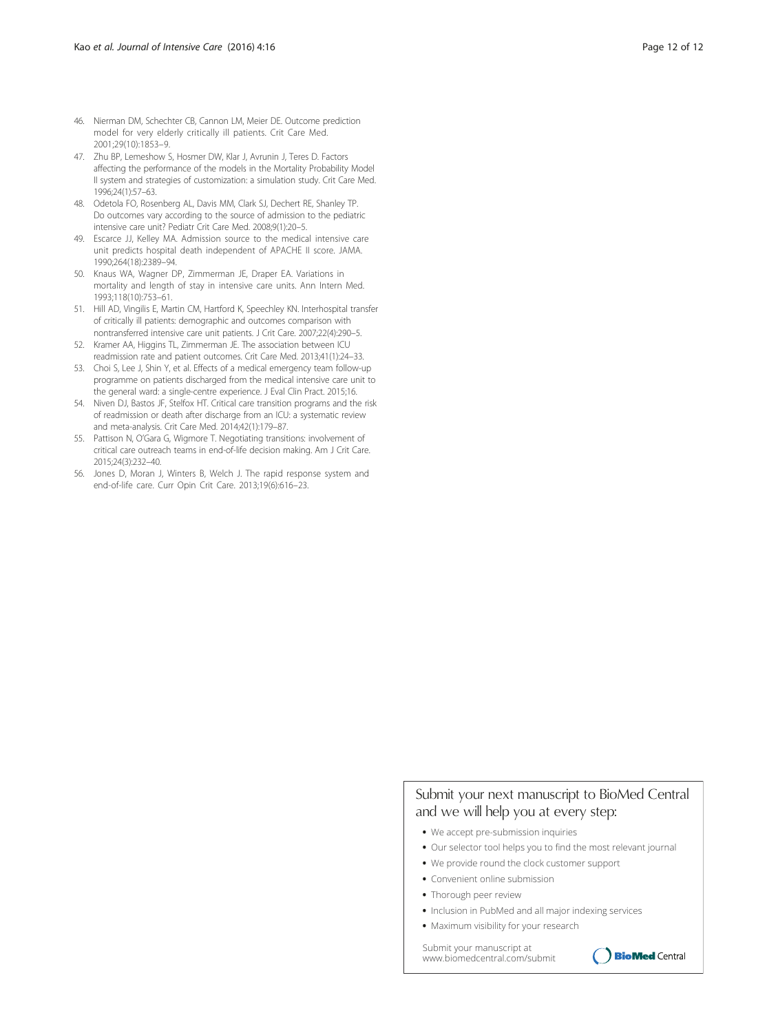46. Nierman DM, Schechter CB, Cannon LM, Meier DE. Outcome prediction model for very elderly critically ill patients. Crit Care Med. 2001;29(10):1853–9.
47. Zhu BP, Lemeshow S, Hosmer DW, Klar J, Avrunin J, Teres D. Factors affecting the performance of the models in the Mortality Probability Model II system and strategies of customization: a simulation study. Crit Care Med. 1996;24(1):57–63.
48. Odetola FO, Rosenberg AL, Davis MM, Clark SJ, Dechert RE, Shanley TP. Do outcomes vary according to the source of admission to the pediatric intensive care unit? Pediatr Crit Care Med. 2008;9(1):20–5.
49. Escarce JJ, Kelley MA. Admission source to the medical intensive care unit predicts hospital death independent of APACHE II score. JAMA. 1990;264(18):2389–94.
50. Knaus WA, Wagner DP, Zimmerman JE, Draper EA. Variations in mortality and length of stay in intensive care units. Ann Intern Med. 1993;118(10):753–61.
51. Hill AD, Vingilis E, Martin CM, Hartford K, Speechley KN. Interhospital transfer of critically ill patients: demographic and outcomes comparison with nontransferred intensive care unit patients. J Crit Care. 2007;22(4):290–5.
52. Kramer AA, Higgins TL, Zimmerman JE. The association between ICU readmission rate and patient outcomes. Crit Care Med. 2013;41(1):24–33.
53. Choi S, Lee J, Shin Y, et al. Effects of a medical emergency team follow-up programme on patients discharged from the medical intensive care unit to the general ward: a single-centre experience. J Eval Clin Pract. 2015;16.
54. Niven DJ, Bastos JF, Stelfox HT. Critical care transition programs and the risk of readmission or death after discharge from an ICU: a systematic review and meta-analysis. Crit Care Med. 2014;42(1):179–87.
55. Pattison N, O'Gara G, Wigmore T. Negotiating transitions: involvement of critical care outreach teams in end-of-life decision making. Am J Crit Care. 2015;24(3):232–40.
56. Jones D, Moran J, Winters B, Welch J. The rapid response system and end-of-life care. Curr Opin Crit Care. 2013;19(6):616–23.

Submit your next manuscript to BioMed Central and we will help you at every step:

- We accept pre-submission inquiries
- Our selector tool helps you to find the most relevant journal
- We provide round the clock customer support
- Convenient online submission
- Thorough peer review
- Inclusion in PubMed and all major indexing services
- Maximum visibility for your research

Submit your manuscript at
www.biomedcentral.com/submit

BioMed Central